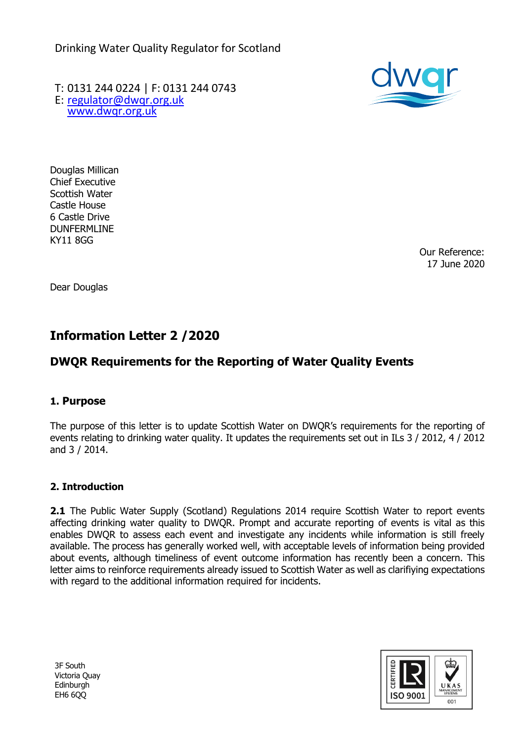Drinking Water Quality Regulator for Scotland

T: 0131 244 0224 | F: 0131 244 0743
E: regulator@dwqr.org.uk
www.dwqr.org.uk

Douglas Millican
Chief Executive
Scottish Water
Castle House
6 Castle Drive
DUNFERMLINE
KY11 8GG

Our Reference:
17 June 2020

Dear Douglas

# Information Letter 2 /2020

## DWQR Requirements for the Reporting of Water Quality Events

### 1. Purpose

The purpose of this letter is to update Scottish Water on DWQR's requirements for the reporting of events relating to drinking water quality. It updates the requirements set out in ILs 3 / 2012, 4 / 2012 and 3 / 2014.

### 2. Introduction

**2.1** The Public Water Supply (Scotland) Regulations 2014 require Scottish Water to report events affecting drinking water quality to DWQR. Prompt and accurate reporting of events is vital as this enables DWQR to assess each event and investigate any incidents while information is still freely available. The process has generally worked well, with acceptable levels of information being provided about events, although timeliness of event outcome information has recently been a concern. This letter aims to reinforce requirements already issued to Scottish Water as well as clarifying expectations with regard to the additional information required for incidents.

3F South
Victoria Quay
Edinburgh
EH6 6QQ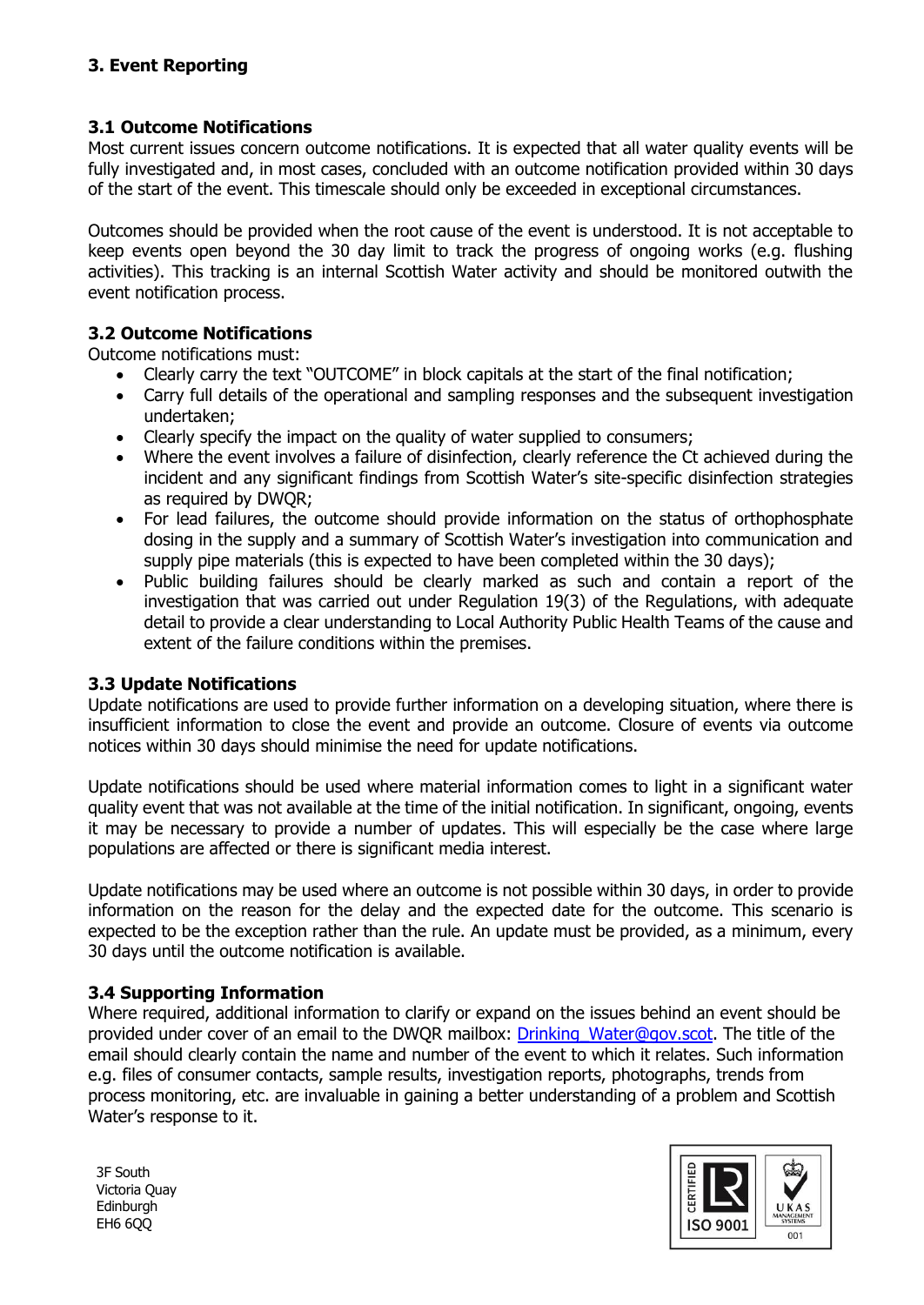### 3. Event Reporting

#### 3.1 Outcome Notifications

Most current issues concern outcome notifications. It is expected that all water quality events will be fully investigated and, in most cases, concluded with an outcome notification provided within 30 days of the start of the event. This timescale should only be exceeded in exceptional circumstances.

Outcomes should be provided when the root cause of the event is understood. It is not acceptable to keep events open beyond the 30 day limit to track the progress of ongoing works (e.g. flushing activities). This tracking is an internal Scottish Water activity and should be monitored outwith the event notification process.

#### 3.2 Outcome Notifications

Outcome notifications must:

- Clearly carry the text "OUTCOME" in block capitals at the start of the final notification;
- Carry full details of the operational and sampling responses and the subsequent investigation undertaken;
- Clearly specify the impact on the quality of water supplied to consumers;
- Where the event involves a failure of disinfection, clearly reference the Ct achieved during the incident and any significant findings from Scottish Water's site-specific disinfection strategies as required by DWQR;
- For lead failures, the outcome should provide information on the status of orthophosphate dosing in the supply and a summary of Scottish Water's investigation into communication and supply pipe materials (this is expected to have been completed within the 30 days);
- Public building failures should be clearly marked as such and contain a report of the investigation that was carried out under Regulation 19(3) of the Regulations, with adequate detail to provide a clear understanding to Local Authority Public Health Teams of the cause and extent of the failure conditions within the premises.

#### 3.3 Update Notifications

Update notifications are used to provide further information on a developing situation, where there is insufficient information to close the event and provide an outcome. Closure of events via outcome notices within 30 days should minimise the need for update notifications.

Update notifications should be used where material information comes to light in a significant water quality event that was not available at the time of the initial notification. In significant, ongoing, events it may be necessary to provide a number of updates. This will especially be the case where large populations are affected or there is significant media interest.

Update notifications may be used where an outcome is not possible within 30 days, in order to provide information on the reason for the delay and the expected date for the outcome. This scenario is expected to be the exception rather than the rule. An update must be provided, as a minimum, every 30 days until the outcome notification is available.

#### 3.4 Supporting Information

Where required, additional information to clarify or expand on the issues behind an event should be provided under cover of an email to the DWQR mailbox: [Drinking_Water@gov.scot](mailto:Drinking_Water@gov.scot). The title of the email should clearly contain the name and number of the event to which it relates. Such information e.g. files of consumer contacts, sample results, investigation reports, photographs, trends from process monitoring, etc. are invaluable in gaining a better understanding of a problem and Scottish Water's response to it.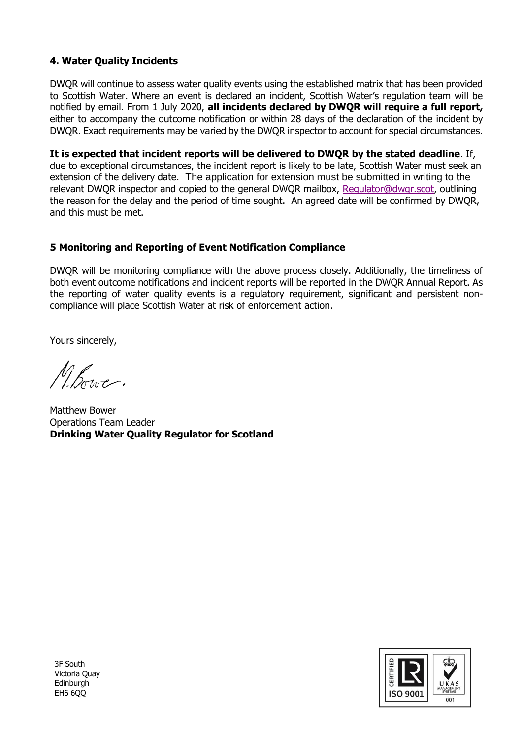## 4. Water Quality Incidents

DWQR will continue to assess water quality events using the established matrix that has been provided to Scottish Water. Where an event is declared an incident, Scottish Water's regulation team will be notified by email. From 1 July 2020, **all incidents declared by DWQR will require a full report,** either to accompany the outcome notification or within 28 days of the declaration of the incident by DWQR. Exact requirements may be varied by the DWQR inspector to account for special circumstances.

**It is expected that incident reports will be delivered to DWQR by the stated deadline**. If, due to exceptional circumstances, the incident report is likely to be late, Scottish Water must seek an extension of the delivery date. The application for extension must be submitted in writing to the relevant DWQR inspector and copied to the general DWQR mailbox, Regulator@dwqr.scot, outlining the reason for the delay and the period of time sought. An agreed date will be confirmed by DWQR, and this must be met.

## 5 Monitoring and Reporting of Event Notification Compliance

DWQR will be monitoring compliance with the above process closely. Additionally, the timeliness of both event outcome notifications and incident reports will be reported in the DWQR Annual Report. As the reporting of water quality events is a regulatory requirement, significant and persistent non-compliance will place Scottish Water at risk of enforcement action.

Yours sincerely,

M.Bowe.

Matthew Bower
Operations Team Leader
**Drinking Water Quality Regulator for Scotland**

3F South
Victoria Quay
Edinburgh
EH6 6QQ